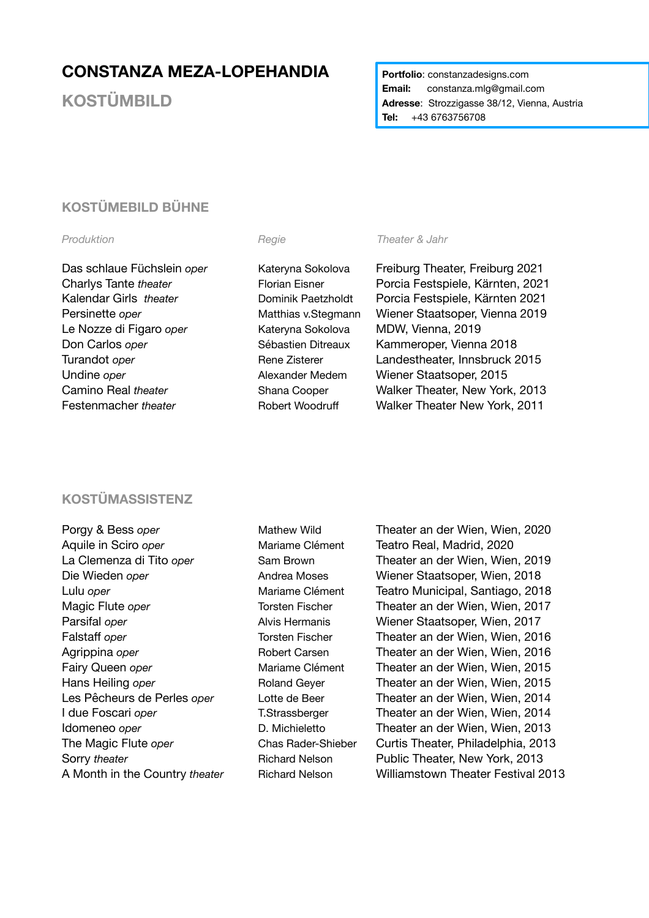# CONSTANZA MEZA-LOPEHANDIA

## KOSTÜMBILD

**Portfolio**: constanzadesigns.com
**Email**: constanza.mlg@gmail.com
**Adresse**: Strozzigasse 38/12, Vienna, Austria
**Tel**: +43 6763756708

## KOSTÜMEBILD BÜHNE

| *Produktion* | *Regie* | *Theater & Jahr* |
|---|---|---|
| Das schlaue Füchslein *oper* | Kateryna Sokolova | Freiburg Theater, Freiburg 2021 |
| Charlys Tante *theater* | Florian Eisner | Porcia Festspiele, Kärnten, 2021 |
| Kalendar Girls *theater* | Dominik Paetzholdt | Porcia Festspiele, Kärnten 2021 |
| Persinette *oper* | Matthias v.Stegmann | Wiener Staatsoper, Vienna 2019 |
| Le Nozze di Figaro *oper* | Kateryna Sokolova | MDW, Vienna, 2019 |
| Don Carlos *oper* | Sébastien Ditreaux | Kammeroper, Vienna 2018 |
| Turandot *oper* | Rene Zisterer | Landestheater, Innsbruck 2015 |
| Undine *oper* | Alexander Medem | Wiener Staatsoper, 2015 |
| Camino Real *theater* | Shana Cooper | Walker Theater, New York, 2013 |
| Festenmacher *theater* | Robert Woodruff | Walker Theater New York, 2011 |

## KOSTÜMASSISTENZ

| | | |
|---|---|---|
| Porgy & Bess *oper* | Mathew Wild | Theater an der Wien, Wien, 2020 |
| Aquile in Sciro *oper* | Mariame Clément | Teatro Real, Madrid, 2020 |
| La Clemenza di Tito *oper* | Sam Brown | Theater an der Wien, Wien, 2019 |
| Die Wieden *oper* | Andrea Moses | Wiener Staatsoper, Wien, 2018 |
| Lulu *oper* | Mariame Clément | Teatro Municipal, Santiago, 2018 |
| Magic Flute *oper* | Torsten Fischer | Theater an der Wien, Wien, 2017 |
| Parsifal *oper* | Alvis Hermanis | Wiener Staatsoper, Wien, 2017 |
| Falstaff *oper* | Torsten Fischer | Theater an der Wien, Wien, 2016 |
| Agrippina *oper* | Robert Carsen | Theater an der Wien, Wien, 2016 |
| Fairy Queen *oper* | Mariame Clément | Theater an der Wien, Wien, 2015 |
| Hans Heiling *oper* | Roland Geyer | Theater an der Wien, Wien, 2015 |
| Les Pêcheurs de Perles *oper* | Lotte de Beer | Theater an der Wien, Wien, 2014 |
| I due Foscari *oper* | T.Strassberger | Theater an der Wien, Wien, 2014 |
| Idomeneo *oper* | D. Michieletto | Theater an der Wien, Wien, 2013 |
| The Magic Flute *oper* | Chas Rader-Shieber | Curtis Theater, Philadelphia, 2013 |
| Sorry *theater* | Richard Nelson | Public Theater, New York, 2013 |
| A Month in the Country *theater* | Richard Nelson | Williamstown Theater Festival 2013 |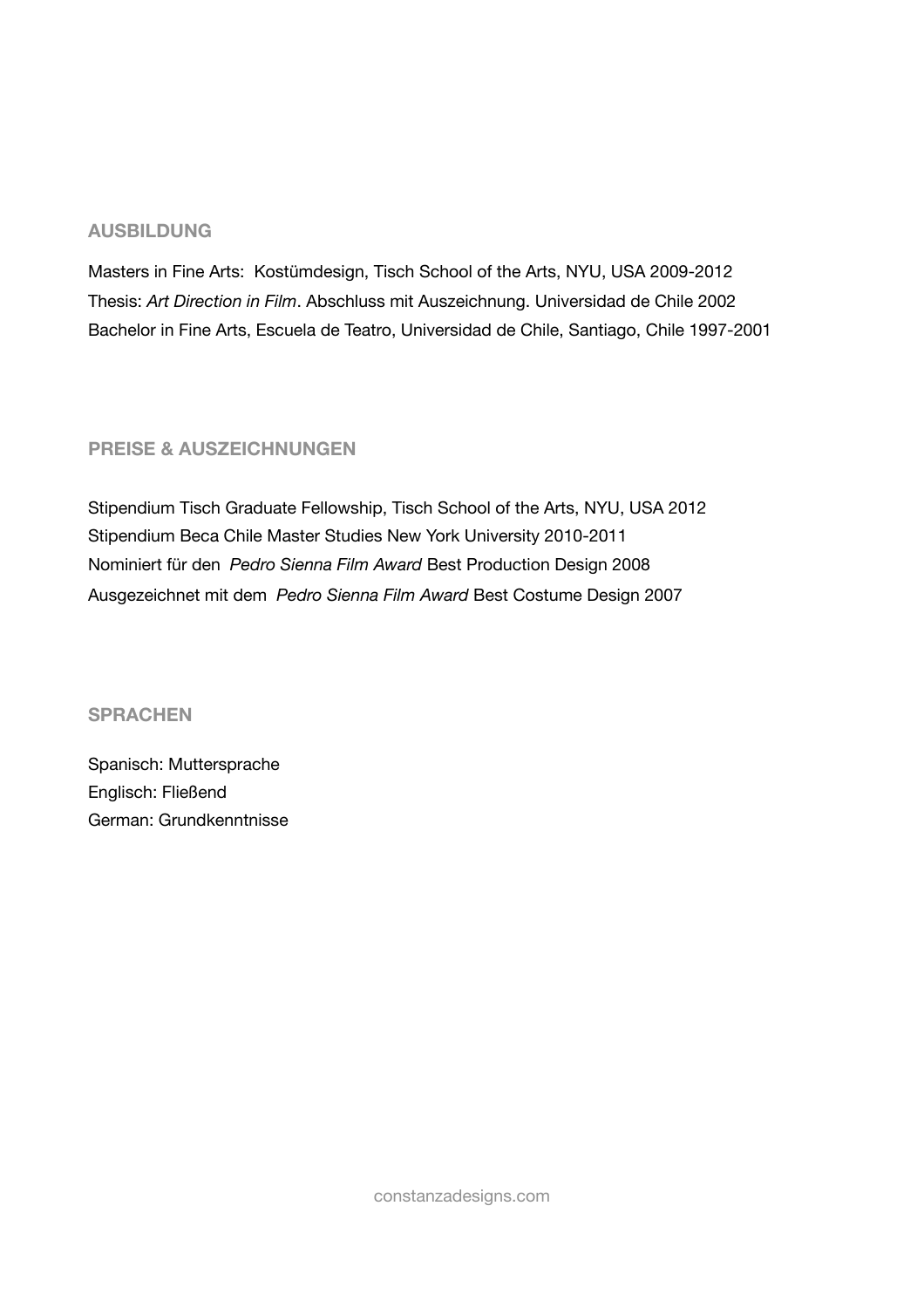## AUSBILDUNG

Masters in Fine Arts: Kostümdesign, Tisch School of the Arts, NYU, USA 2009-2012
Thesis: *Art Direction in Film*. Abschluss mit Auszeichnung. Universidad de Chile 2002
Bachelor in Fine Arts, Escuela de Teatro, Universidad de Chile, Santiago, Chile 1997-2001

## PREISE & AUSZEICHNUNGEN

Stipendium Tisch Graduate Fellowship, Tisch School of the Arts, NYU, USA 2012
Stipendium Beca Chile Master Studies New York University 2010-2011
Nominiert für den *Pedro Sienna Film Award* Best Production Design 2008
Ausgezeichnet mit dem *Pedro Sienna Film Award* Best Costume Design 2007

## SPRACHEN

Spanisch: Muttersprache
Englisch: Fließend
German: Grundkenntnisse

constanzadesigns.com